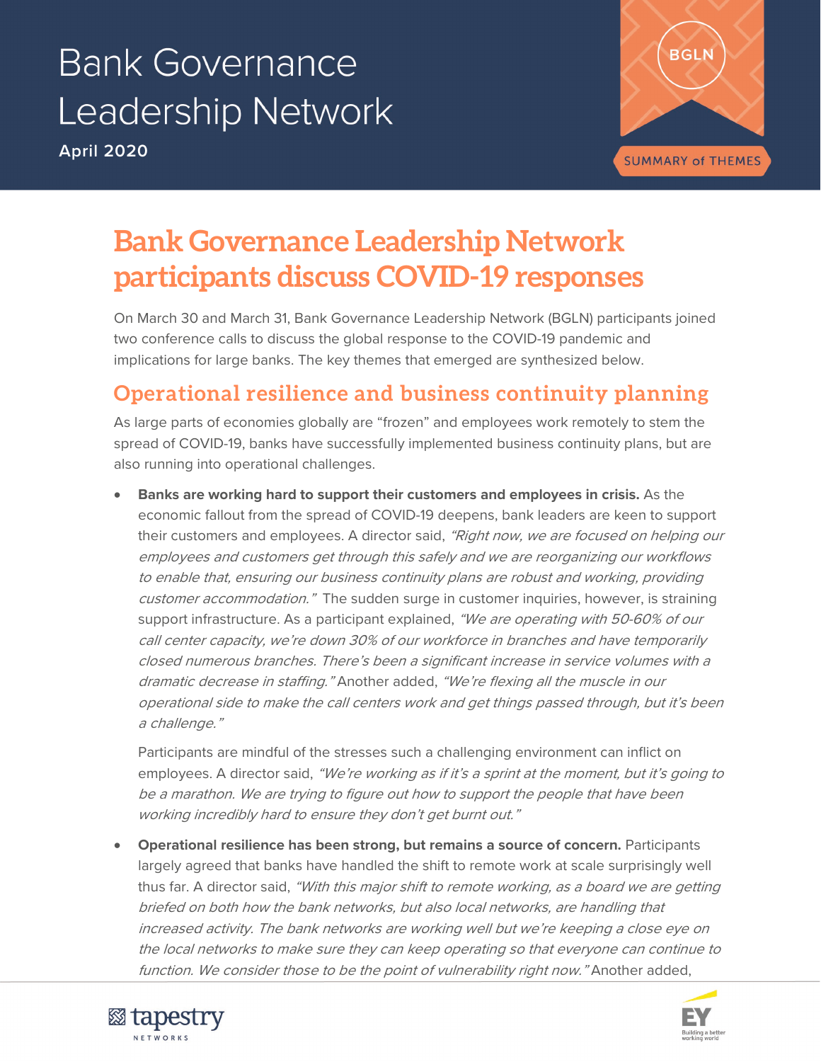# Bank Governance Leadership Network

April 2020

BGLN

SUMMARY of THEMES

# Bank Governance Leadership Network participants discuss COVID-19 responses

On March 30 and March 31, Bank Governance Leadership Network (BGLN) participants joined two conference calls to discuss the global response to the COVID-19 pandemic and implications for large banks. The key themes that emerged are synthesized below.

## Operational resilience and business continuity planning

As large parts of economies globally are "frozen" and employees work remotely to stem the spread of COVID-19, banks have successfully implemented business continuity plans, but are also running into operational challenges.

- **Banks are working hard to support their customers and employees in crisis.** As the economic fallout from the spread of COVID-19 deepens, bank leaders are keen to support their customers and employees. A director said, *"Right now, we are focused on helping our employees and customers get through this safely and we are reorganizing our workflows to enable that, ensuring our business continuity plans are robust and working, providing customer accommodation."* The sudden surge in customer inquiries, however, is straining support infrastructure. As a participant explained, *"We are operating with 50-60% of our call center capacity, we're down 30% of our workforce in branches and have temporarily closed numerous branches. There's been a significant increase in service volumes with a dramatic decrease in staffing."* Another added, *"We're flexing all the muscle in our operational side to make the call centers work and get things passed through, but it's been a challenge."*

  Participants are mindful of the stresses such a challenging environment can inflict on employees. A director said, *"We're working as if it's a sprint at the moment, but it's going to be a marathon. We are trying to figure out how to support the people that have been working incredibly hard to ensure they don't get burnt out."*

- **Operational resilience has been strong, but remains a source of concern.** Participants largely agreed that banks have handled the shift to remote work at scale surprisingly well thus far. A director said, *"With this major shift to remote working, as a board we are getting briefed on both how the bank networks, but also local networks, are handling that increased activity. The bank networks are working well but we're keeping a close eye on the local networks to make sure they can keep operating so that everyone can continue to function. We consider those to be the point of vulnerability right now."* Another added,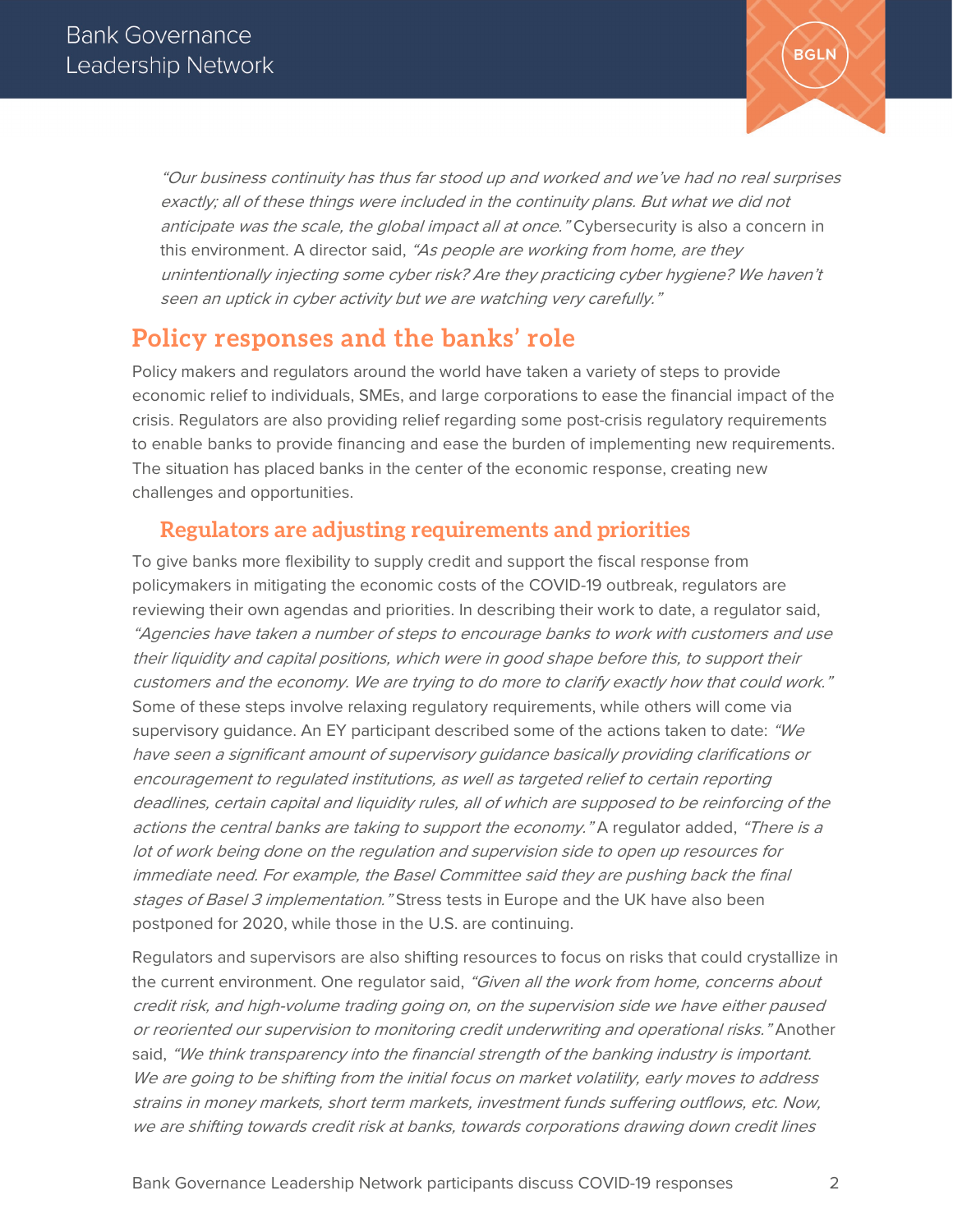*"Our business continuity has thus far stood up and worked and we've had no real surprises exactly; all of these things were included in the continuity plans. But what we did not anticipate was the scale, the global impact all at once."* Cybersecurity is also a concern in this environment. A director said, *"As people are working from home, are they unintentionally injecting some cyber risk? Are they practicing cyber hygiene? We haven't seen an uptick in cyber activity but we are watching very carefully."*

## Policy responses and the banks' role

Policy makers and regulators around the world have taken a variety of steps to provide economic relief to individuals, SMEs, and large corporations to ease the financial impact of the crisis. Regulators are also providing relief regarding some post-crisis regulatory requirements to enable banks to provide financing and ease the burden of implementing new requirements. The situation has placed banks in the center of the economic response, creating new challenges and opportunities.

### Regulators are adjusting requirements and priorities

To give banks more flexibility to supply credit and support the fiscal response from policymakers in mitigating the economic costs of the COVID-19 outbreak, regulators are reviewing their own agendas and priorities. In describing their work to date, a regulator said, *"Agencies have taken a number of steps to encourage banks to work with customers and use their liquidity and capital positions, which were in good shape before this, to support their customers and the economy. We are trying to do more to clarify exactly how that could work."* Some of these steps involve relaxing regulatory requirements, while others will come via supervisory guidance. An EY participant described some of the actions taken to date: *"We have seen a significant amount of supervisory guidance basically providing clarifications or encouragement to regulated institutions, as well as targeted relief to certain reporting deadlines, certain capital and liquidity rules, all of which are supposed to be reinforcing of the actions the central banks are taking to support the economy."* A regulator added, *"There is a lot of work being done on the regulation and supervision side to open up resources for immediate need. For example, the Basel Committee said they are pushing back the final stages of Basel 3 implementation."* Stress tests in Europe and the UK have also been postponed for 2020, while those in the U.S. are continuing.

Regulators and supervisors are also shifting resources to focus on risks that could crystallize in the current environment. One regulator said, *"Given all the work from home, concerns about credit risk, and high-volume trading going on, on the supervision side we have either paused or reoriented our supervision to monitoring credit underwriting and operational risks."* Another said, *"We think transparency into the financial strength of the banking industry is important. We are going to be shifting from the initial focus on market volatility, early moves to address strains in money markets, short term markets, investment funds suffering outflows, etc. Now, we are shifting towards credit risk at banks, towards corporations drawing down credit lines*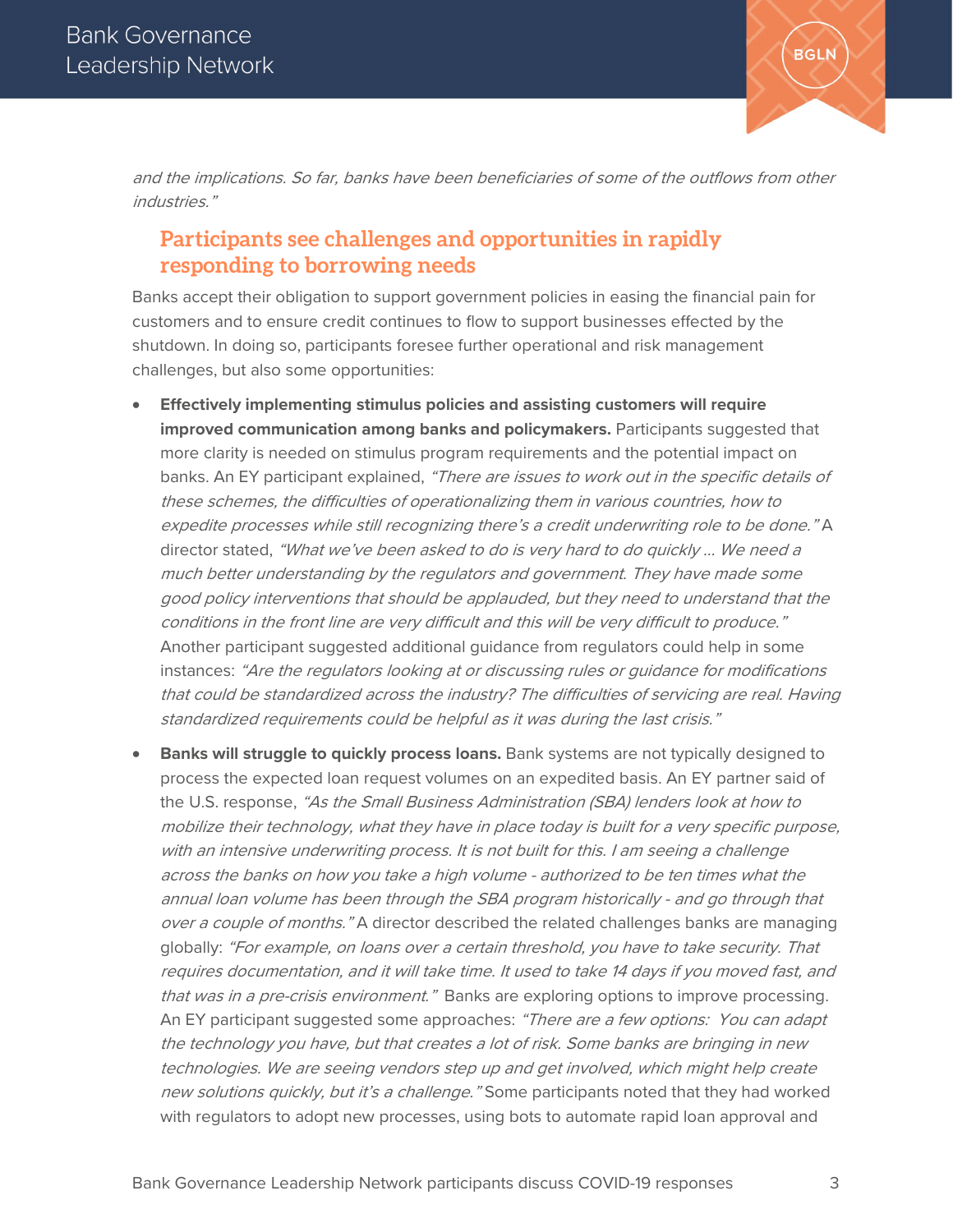*and the implications. So far, banks have been beneficiaries of some of the outflows from other industries."*

## Participants see challenges and opportunities in rapidly responding to borrowing needs

Banks accept their obligation to support government policies in easing the financial pain for customers and to ensure credit continues to flow to support businesses effected by the shutdown. In doing so, participants foresee further operational and risk management challenges, but also some opportunities:

- **Effectively implementing stimulus policies and assisting customers will require improved communication among banks and policymakers.** Participants suggested that more clarity is needed on stimulus program requirements and the potential impact on banks. An EY participant explained, *"There are issues to work out in the specific details of these schemes, the difficulties of operationalizing them in various countries, how to expedite processes while still recognizing there's a credit underwriting role to be done."* A director stated, *"What we've been asked to do is very hard to do quickly … We need a much better understanding by the regulators and government. They have made some good policy interventions that should be applauded, but they need to understand that the conditions in the front line are very difficult and this will be very difficult to produce."* Another participant suggested additional guidance from regulators could help in some instances: *"Are the regulators looking at or discussing rules or guidance for modifications that could be standardized across the industry? The difficulties of servicing are real. Having standardized requirements could be helpful as it was during the last crisis."*
- **Banks will struggle to quickly process loans.** Bank systems are not typically designed to process the expected loan request volumes on an expedited basis. An EY partner said of the U.S. response, *"As the Small Business Administration (SBA) lenders look at how to mobilize their technology, what they have in place today is built for a very specific purpose, with an intensive underwriting process. It is not built for this. I am seeing a challenge across the banks on how you take a high volume - authorized to be ten times what the annual loan volume has been through the SBA program historically - and go through that over a couple of months."* A director described the related challenges banks are managing globally: *"For example, on loans over a certain threshold, you have to take security. That requires documentation, and it will take time. It used to take 14 days if you moved fast, and that was in a pre-crisis environment."* Banks are exploring options to improve processing. An EY participant suggested some approaches: *"There are a few options: You can adapt the technology you have, but that creates a lot of risk. Some banks are bringing in new technologies. We are seeing vendors step up and get involved, which might help create new solutions quickly, but it's a challenge."* Some participants noted that they had worked with regulators to adopt new processes, using bots to automate rapid loan approval and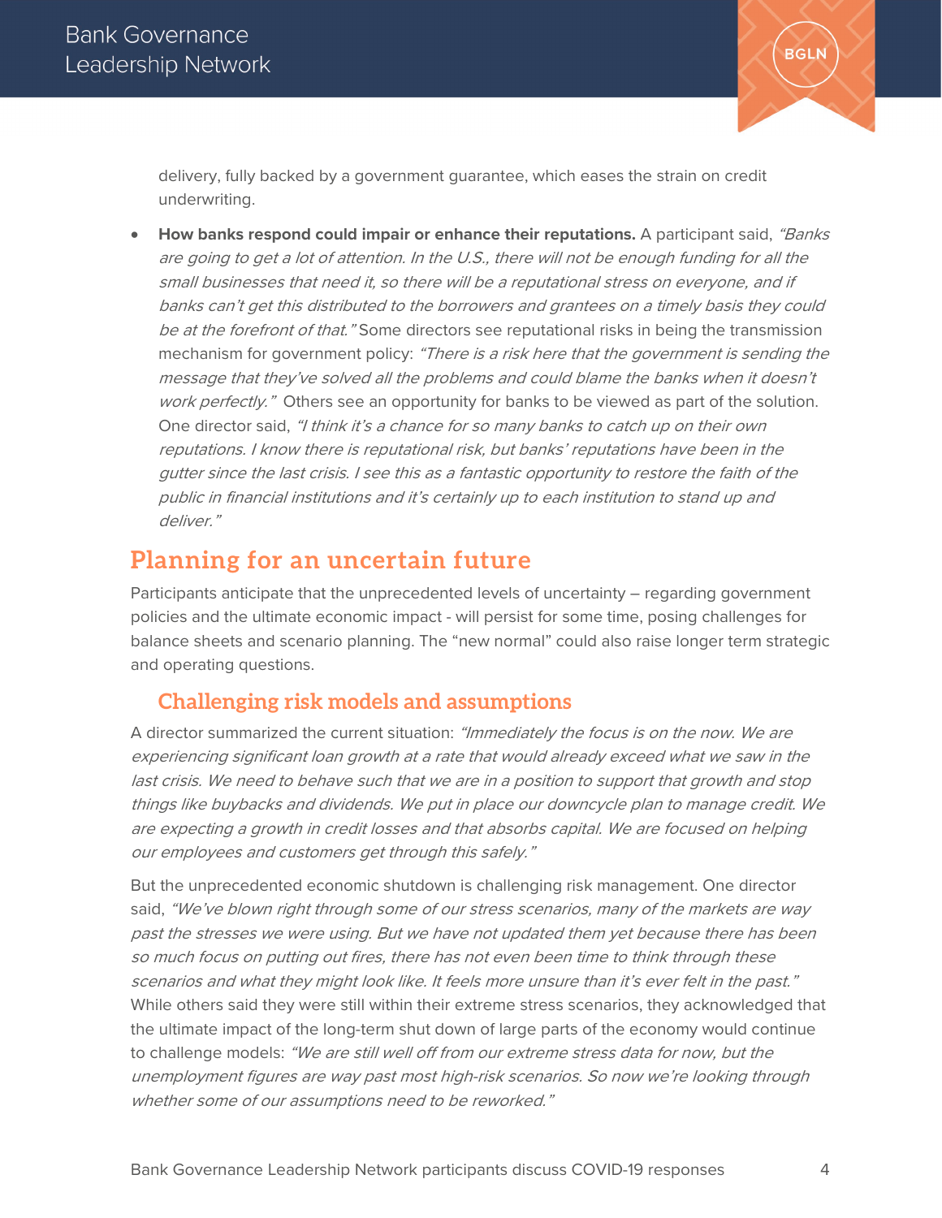delivery, fully backed by a government guarantee, which eases the strain on credit underwriting.

- **How banks respond could impair or enhance their reputations.** A participant said, *"Banks are going to get a lot of attention. In the U.S., there will not be enough funding for all the small businesses that need it, so there will be a reputational stress on everyone, and if banks can't get this distributed to the borrowers and grantees on a timely basis they could be at the forefront of that."* Some directors see reputational risks in being the transmission mechanism for government policy: *"There is a risk here that the government is sending the message that they've solved all the problems and could blame the banks when it doesn't work perfectly."* Others see an opportunity for banks to be viewed as part of the solution. One director said, *"I think it's a chance for so many banks to catch up on their own reputations. I know there is reputational risk, but banks' reputations have been in the gutter since the last crisis. I see this as a fantastic opportunity to restore the faith of the public in financial institutions and it's certainly up to each institution to stand up and deliver."*

## Planning for an uncertain future

Participants anticipate that the unprecedented levels of uncertainty – regarding government policies and the ultimate economic impact - will persist for some time, posing challenges for balance sheets and scenario planning. The "new normal" could also raise longer term strategic and operating questions.

### Challenging risk models and assumptions

A director summarized the current situation: *"Immediately the focus is on the now. We are experiencing significant loan growth at a rate that would already exceed what we saw in the last crisis. We need to behave such that we are in a position to support that growth and stop things like buybacks and dividends. We put in place our downcycle plan to manage credit. We are expecting a growth in credit losses and that absorbs capital. We are focused on helping our employees and customers get through this safely."*

But the unprecedented economic shutdown is challenging risk management. One director said, *"We've blown right through some of our stress scenarios, many of the markets are way past the stresses we were using. But we have not updated them yet because there has been so much focus on putting out fires, there has not even been time to think through these scenarios and what they might look like. It feels more unsure than it's ever felt in the past."* While others said they were still within their extreme stress scenarios, they acknowledged that the ultimate impact of the long-term shut down of large parts of the economy would continue to challenge models: *"We are still well off from our extreme stress data for now, but the unemployment figures are way past most high-risk scenarios. So now we're looking through whether some of our assumptions need to be reworked."*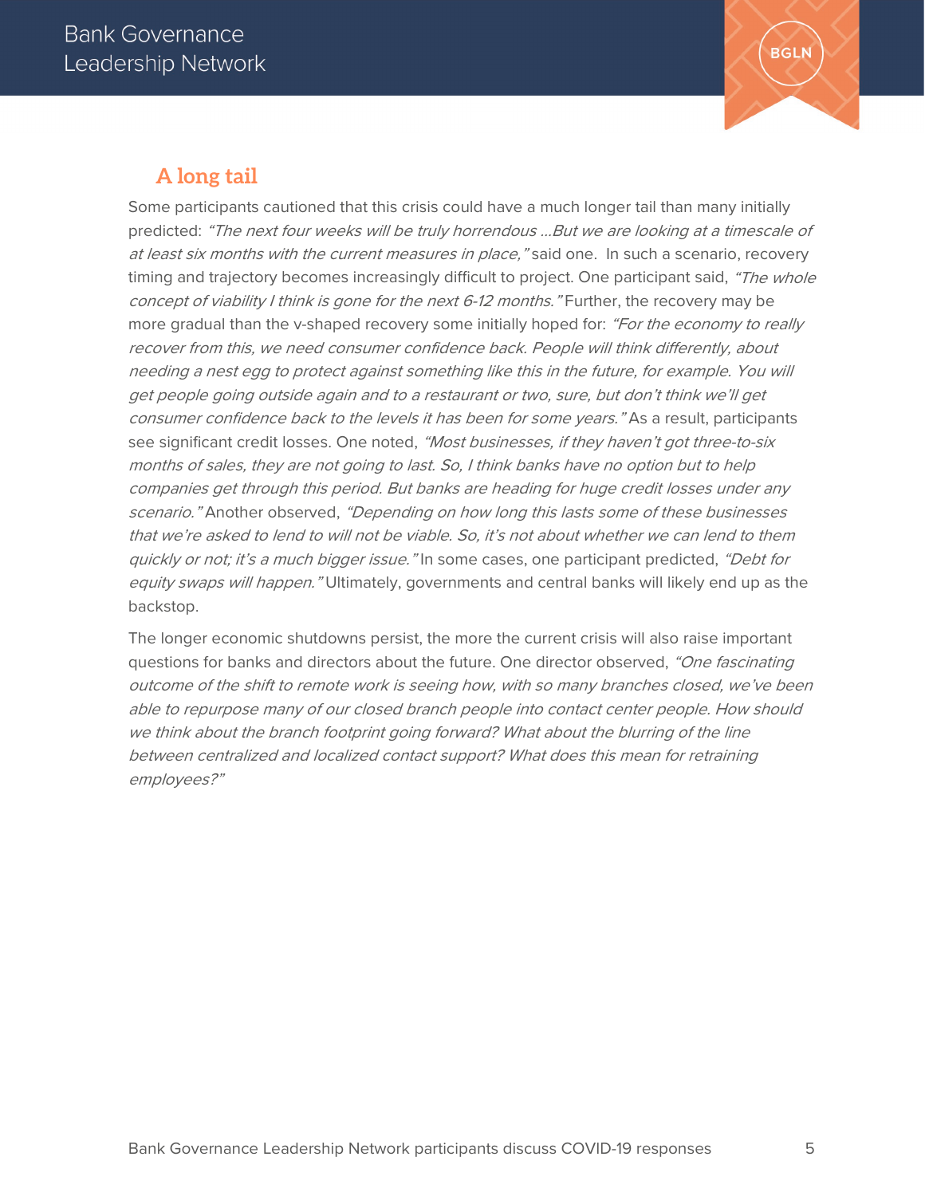## A long tail

Some participants cautioned that this crisis could have a much longer tail than many initially predicted: *"The next four weeks will be truly horrendous …But we are looking at a timescale of at least six months with the current measures in place,"* said one. In such a scenario, recovery timing and trajectory becomes increasingly difficult to project. One participant said, *"The whole concept of viability I think is gone for the next 6-12 months."* Further, the recovery may be more gradual than the v-shaped recovery some initially hoped for: *"For the economy to really recover from this, we need consumer confidence back. People will think differently, about needing a nest egg to protect against something like this in the future, for example. You will get people going outside again and to a restaurant or two, sure, but don't think we'll get consumer confidence back to the levels it has been for some years."* As a result, participants see significant credit losses. One noted, *"Most businesses, if they haven't got three-to-six months of sales, they are not going to last. So, I think banks have no option but to help companies get through this period. But banks are heading for huge credit losses under any scenario."* Another observed, *"Depending on how long this lasts some of these businesses that we're asked to lend to will not be viable. So, it's not about whether we can lend to them quickly or not; it's a much bigger issue."* In some cases, one participant predicted, *"Debt for equity swaps will happen."* Ultimately, governments and central banks will likely end up as the backstop.

The longer economic shutdowns persist, the more the current crisis will also raise important questions for banks and directors about the future. One director observed, *"One fascinating outcome of the shift to remote work is seeing how, with so many branches closed, we've been able to repurpose many of our closed branch people into contact center people. How should we think about the branch footprint going forward? What about the blurring of the line between centralized and localized contact support? What does this mean for retraining employees?"*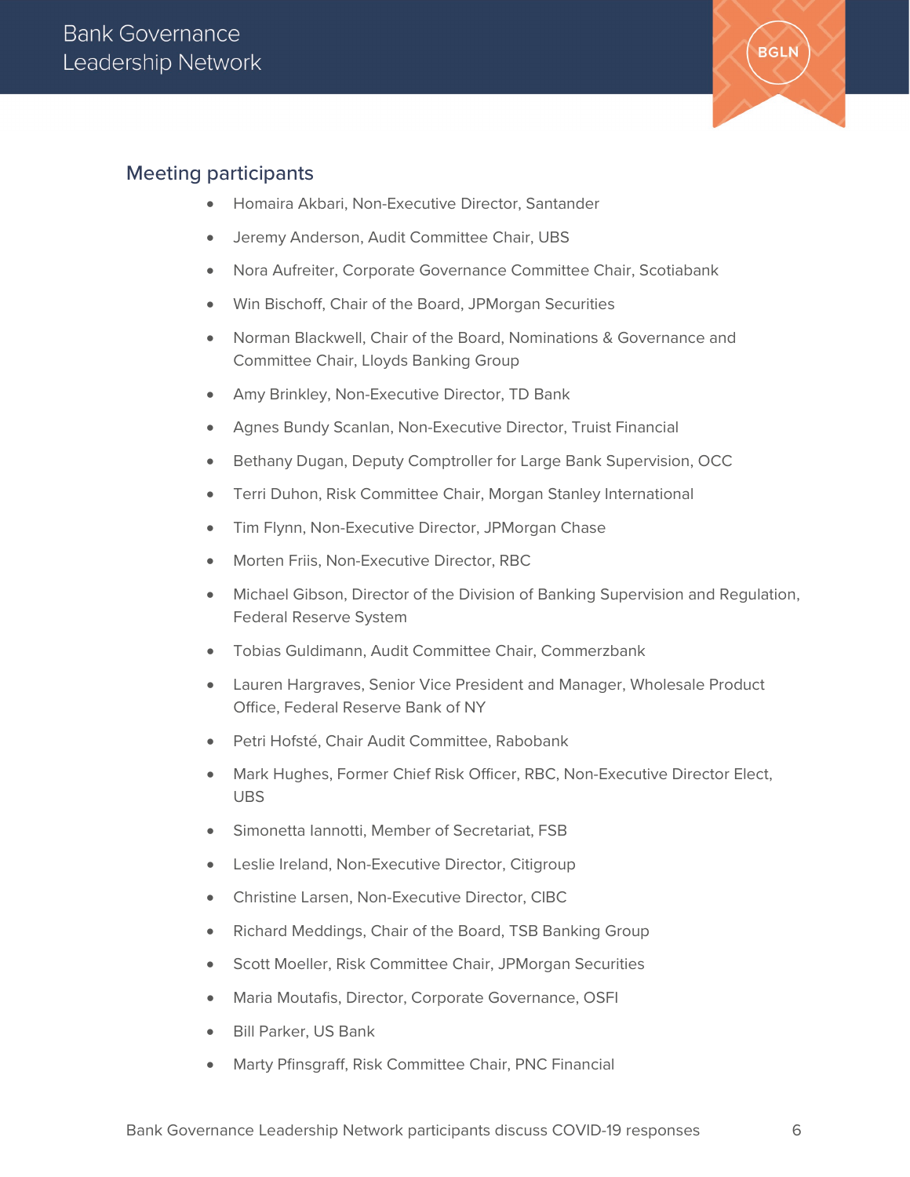## Meeting participants

- Homaira Akbari, Non-Executive Director, Santander
- Jeremy Anderson, Audit Committee Chair, UBS
- Nora Aufreiter, Corporate Governance Committee Chair, Scotiabank
- Win Bischoff, Chair of the Board, JPMorgan Securities
- Norman Blackwell, Chair of the Board, Nominations & Governance and Committee Chair, Lloyds Banking Group
- Amy Brinkley, Non-Executive Director, TD Bank
- Agnes Bundy Scanlan, Non-Executive Director, Truist Financial
- Bethany Dugan, Deputy Comptroller for Large Bank Supervision, OCC
- Terri Duhon, Risk Committee Chair, Morgan Stanley International
- Tim Flynn, Non-Executive Director, JPMorgan Chase
- Morten Friis, Non-Executive Director, RBC
- Michael Gibson, Director of the Division of Banking Supervision and Regulation, Federal Reserve System
- Tobias Guldimann, Audit Committee Chair, Commerzbank
- Lauren Hargraves, Senior Vice President and Manager, Wholesale Product Office, Federal Reserve Bank of NY
- Petri Hofsté, Chair Audit Committee, Rabobank
- Mark Hughes, Former Chief Risk Officer, RBC, Non-Executive Director Elect, UBS
- Simonetta Iannotti, Member of Secretariat, FSB
- Leslie Ireland, Non-Executive Director, Citigroup
- Christine Larsen, Non-Executive Director, CIBC
- Richard Meddings, Chair of the Board, TSB Banking Group
- Scott Moeller, Risk Committee Chair, JPMorgan Securities
- Maria Moutafis, Director, Corporate Governance, OSFI
- Bill Parker, US Bank
- Marty Pfinsgraff, Risk Committee Chair, PNC Financial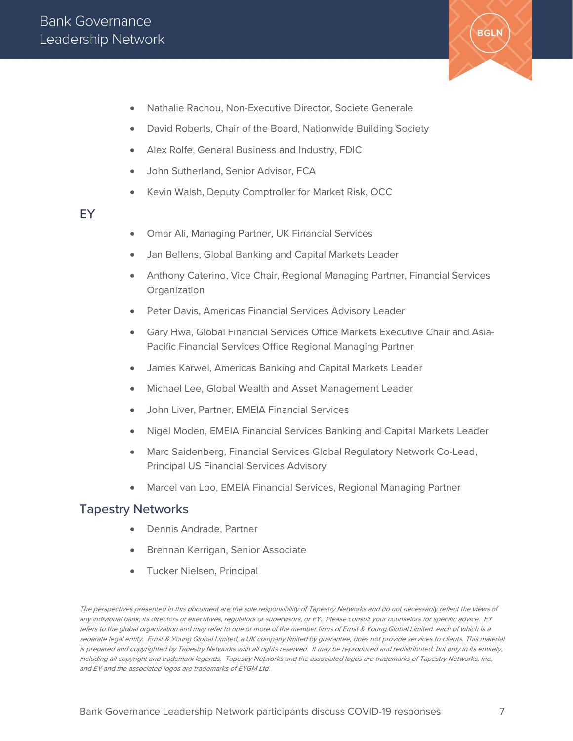- Nathalie Rachou, Non-Executive Director, Societe Generale
- David Roberts, Chair of the Board, Nationwide Building Society
- Alex Rolfe, General Business and Industry, FDIC
- John Sutherland, Senior Advisor, FCA
- Kevin Walsh, Deputy Comptroller for Market Risk, OCC

## EY

- Omar Ali, Managing Partner, UK Financial Services
- Jan Bellens, Global Banking and Capital Markets Leader
- Anthony Caterino, Vice Chair, Regional Managing Partner, Financial Services Organization
- Peter Davis, Americas Financial Services Advisory Leader
- Gary Hwa, Global Financial Services Office Markets Executive Chair and Asia-Pacific Financial Services Office Regional Managing Partner
- James Karwel, Americas Banking and Capital Markets Leader
- Michael Lee, Global Wealth and Asset Management Leader
- John Liver, Partner, EMEIA Financial Services
- Nigel Moden, EMEIA Financial Services Banking and Capital Markets Leader
- Marc Saidenberg, Financial Services Global Regulatory Network Co-Lead, Principal US Financial Services Advisory
- Marcel van Loo, EMEIA Financial Services, Regional Managing Partner

## Tapestry Networks

- Dennis Andrade, Partner
- Brennan Kerrigan, Senior Associate
- Tucker Nielsen, Principal

*The perspectives presented in this document are the sole responsibility of Tapestry Networks and do not necessarily reflect the views of any individual bank, its directors or executives, regulators or supervisors, or EY. Please consult your counselors for specific advice. EY refers to the global organization and may refer to one or more of the member firms of Ernst & Young Global Limited, each of which is a separate legal entity. Ernst & Young Global Limited, a UK company limited by guarantee, does not provide services to clients. This material is prepared and copyrighted by Tapestry Networks with all rights reserved. It may be reproduced and redistributed, but only in its entirety, including all copyright and trademark legends. Tapestry Networks and the associated logos are trademarks of Tapestry Networks, Inc., and EY and the associated logos are trademarks of EYGM Ltd.*